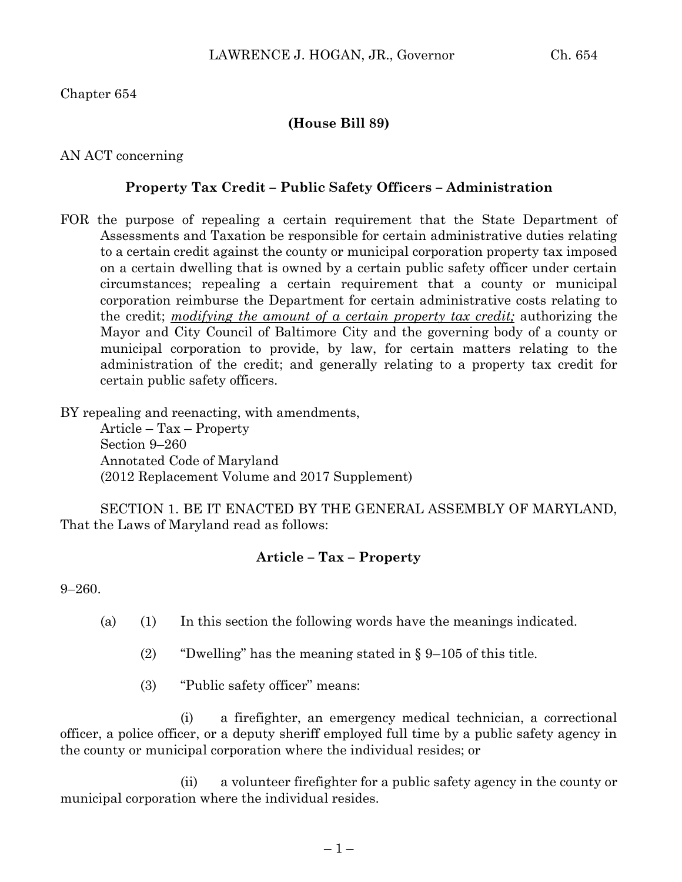Chapter 654

**(House Bill 89)**

AN ACT concerning

**Property Tax Credit – Public Safety Officers – Administration**

FOR the purpose of repealing a certain requirement that the State Department of Assessments and Taxation be responsible for certain administrative duties relating to a certain credit against the county or municipal corporation property tax imposed on a certain dwelling that is owned by a certain public safety officer under certain circumstances; repealing a certain requirement that a county or municipal corporation reimburse the Department for certain administrative costs relating to the credit; *modifying the amount of a certain property tax credit;* authorizing the Mayor and City Council of Baltimore City and the governing body of a county or municipal corporation to provide, by law, for certain matters relating to the administration of the credit; and generally relating to a property tax credit for certain public safety officers.

BY repealing and reenacting, with amendments,
Article – Tax – Property
Section 9–260
Annotated Code of Maryland
(2012 Replacement Volume and 2017 Supplement)

SECTION 1. BE IT ENACTED BY THE GENERAL ASSEMBLY OF MARYLAND, That the Laws of Maryland read as follows:

**Article – Tax – Property**

9–260.

(a) (1) In this section the following words have the meanings indicated.

(2) "Dwelling" has the meaning stated in § 9–105 of this title.

(3) "Public safety officer" means:

(i) a firefighter, an emergency medical technician, a correctional officer, a police officer, or a deputy sheriff employed full time by a public safety agency in the county or municipal corporation where the individual resides; or

(ii) a volunteer firefighter for a public safety agency in the county or municipal corporation where the individual resides.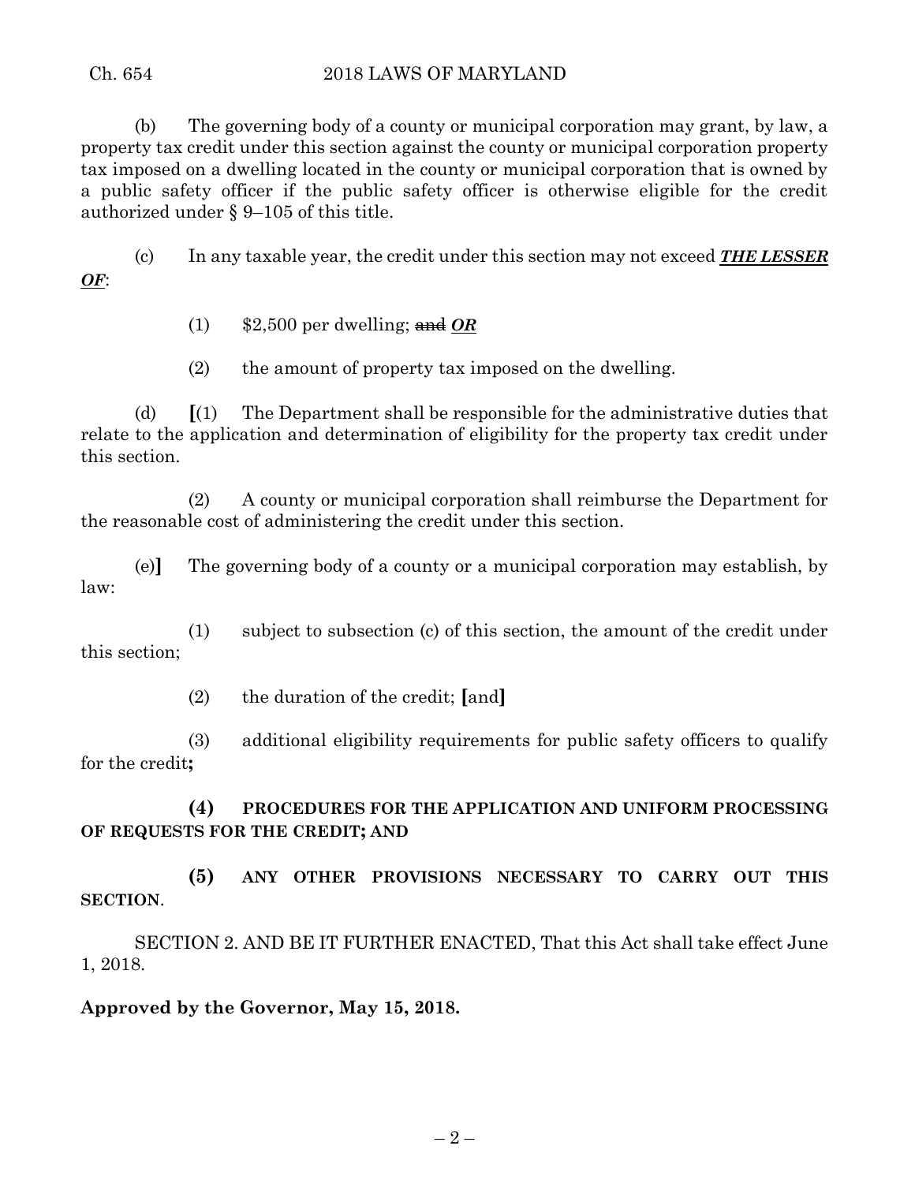(b) The governing body of a county or municipal corporation may grant, by law, a property tax credit under this section against the county or municipal corporation property tax imposed on a dwelling located in the county or municipal corporation that is owned by a public safety officer if the public safety officer is otherwise eligible for the credit authorized under § 9–105 of this title.

(c) In any taxable year, the credit under this section may not exceed ***THE LESSER OF***:

(1) $2,500 per dwelling; ~~and~~ ***OR***

(2) the amount of property tax imposed on the dwelling.

(d) [(1) The Department shall be responsible for the administrative duties that relate to the application and determination of eligibility for the property tax credit under this section.

(2) A county or municipal corporation shall reimburse the Department for the reasonable cost of administering the credit under this section.

(e)] The governing body of a county or a municipal corporation may establish, by law:

(1) subject to subsection (c) of this section, the amount of the credit under this section;

(2) the duration of the credit; [and]

(3) additional eligibility requirements for public safety officers to qualify for the credit**;**

**(4) PROCEDURES FOR THE APPLICATION AND UNIFORM PROCESSING OF REQUESTS FOR THE CREDIT; AND**

**(5) ANY OTHER PROVISIONS NECESSARY TO CARRY OUT THIS SECTION**.

SECTION 2. AND BE IT FURTHER ENACTED, That this Act shall take effect June 1, 2018.

**Approved by the Governor, May 15, 2018.**